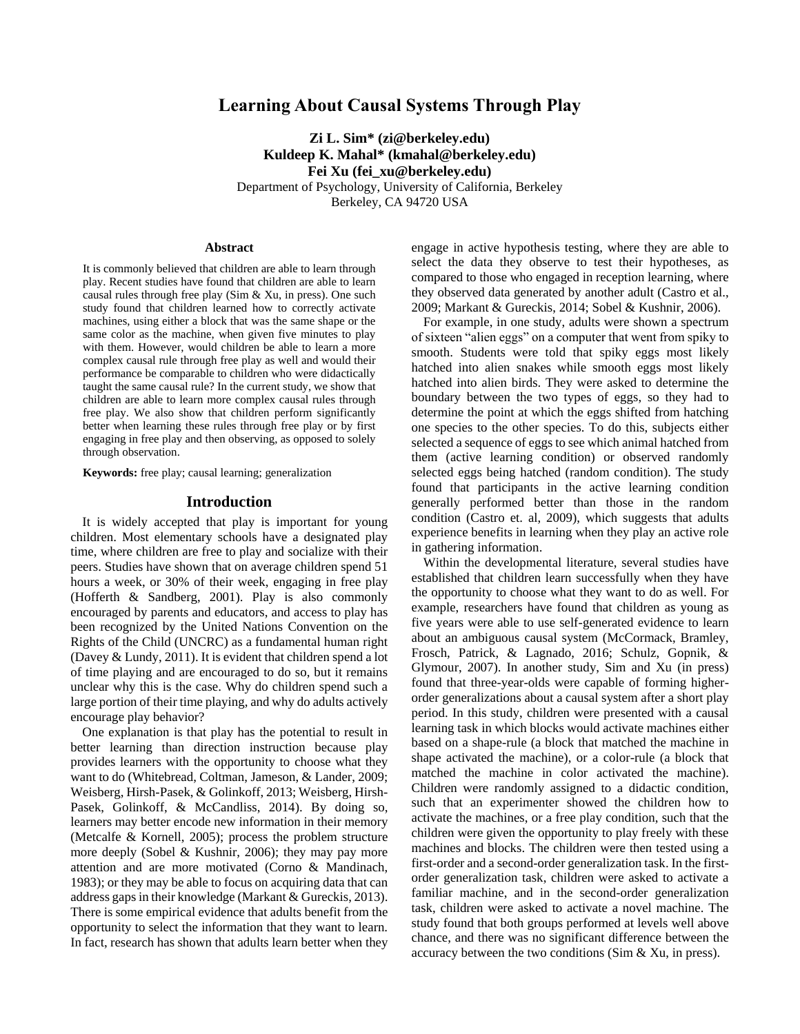# Learning About Causal Systems Through Play

**Zi L. Sim\* (zi@berkeley.edu)**
**Kuldeep K. Mahal\* (kmahal@berkeley.edu)**
**Fei Xu (fei_xu@berkeley.edu)**
Department of Psychology, University of California, Berkeley
Berkeley, CA 94720 USA

## Abstract

It is commonly believed that children are able to learn through play. Recent studies have found that children are able to learn causal rules through free play (Sim & Xu, in press). One such study found that children learned how to correctly activate machines, using either a block that was the same shape or the same color as the machine, when given five minutes to play with them. However, would children be able to learn a more complex causal rule through free play as well and would their performance be comparable to children who were didactically taught the same causal rule? In the current study, we show that children are able to learn more complex causal rules through free play. We also show that children perform significantly better when learning these rules through free play or by first engaging in free play and then observing, as opposed to solely through observation.

**Keywords:** free play; causal learning; generalization

## Introduction

It is widely accepted that play is important for young children. Most elementary schools have a designated play time, where children are free to play and socialize with their peers. Studies have shown that on average children spend 51 hours a week, or 30% of their week, engaging in free play (Hofferth & Sandberg, 2001). Play is also commonly encouraged by parents and educators, and access to play has been recognized by the United Nations Convention on the Rights of the Child (UNCRC) as a fundamental human right (Davey & Lundy, 2011). It is evident that children spend a lot of time playing and are encouraged to do so, but it remains unclear why this is the case. Why do children spend such a large portion of their time playing, and why do adults actively encourage play behavior?

One explanation is that play has the potential to result in better learning than direction instruction because play provides learners with the opportunity to choose what they want to do (Whitebread, Coltman, Jameson, & Lander, 2009; Weisberg, Hirsh-Pasek, & Golinkoff, 2013; Weisberg, Hirsh-Pasek, Golinkoff, & McCandliss, 2014). By doing so, learners may better encode new information in their memory (Metcalfe & Kornell, 2005); process the problem structure more deeply (Sobel & Kushnir, 2006); they may pay more attention and are more motivated (Corno & Mandinach, 1983); or they may be able to focus on acquiring data that can address gaps in their knowledge (Markant & Gureckis, 2013). There is some empirical evidence that adults benefit from the opportunity to select the information that they want to learn. In fact, research has shown that adults learn better when they engage in active hypothesis testing, where they are able to select the data they observe to test their hypotheses, as compared to those who engaged in reception learning, where they observed data generated by another adult (Castro et al., 2009; Markant & Gureckis, 2014; Sobel & Kushnir, 2006).

For example, in one study, adults were shown a spectrum of sixteen "alien eggs" on a computer that went from spiky to smooth. Students were told that spiky eggs most likely hatched into alien snakes while smooth eggs most likely hatched into alien birds. They were asked to determine the boundary between the two types of eggs, so they had to determine the point at which the eggs shifted from hatching one species to the other species. To do this, subjects either selected a sequence of eggs to see which animal hatched from them (active learning condition) or observed randomly selected eggs being hatched (random condition). The study found that participants in the active learning condition generally performed better than those in the random condition (Castro et. al, 2009), which suggests that adults experience benefits in learning when they play an active role in gathering information.

Within the developmental literature, several studies have established that children learn successfully when they have the opportunity to choose what they want to do as well. For example, researchers have found that children as young as five years were able to use self-generated evidence to learn about an ambiguous causal system (McCormack, Bramley, Frosch, Patrick, & Lagnado, 2016; Schulz, Gopnik, & Glymour, 2007). In another study, Sim and Xu (in press) found that three-year-olds were capable of forming higher-order generalizations about a causal system after a short play period. In this study, children were presented with a causal learning task in which blocks would activate machines either based on a shape-rule (a block that matched the machine in shape activated the machine), or a color-rule (a block that matched the machine in color activated the machine). Children were randomly assigned to a didactic condition, such that an experimenter showed the children how to activate the machines, or a free play condition, such that the children were given the opportunity to play freely with these machines and blocks. The children were then tested using a first-order and a second-order generalization task. In the first-order generalization task, children were asked to activate a familiar machine, and in the second-order generalization task, children were asked to activate a novel machine. The study found that both groups performed at levels well above chance, and there was no significant difference between the accuracy between the two conditions (Sim & Xu, in press).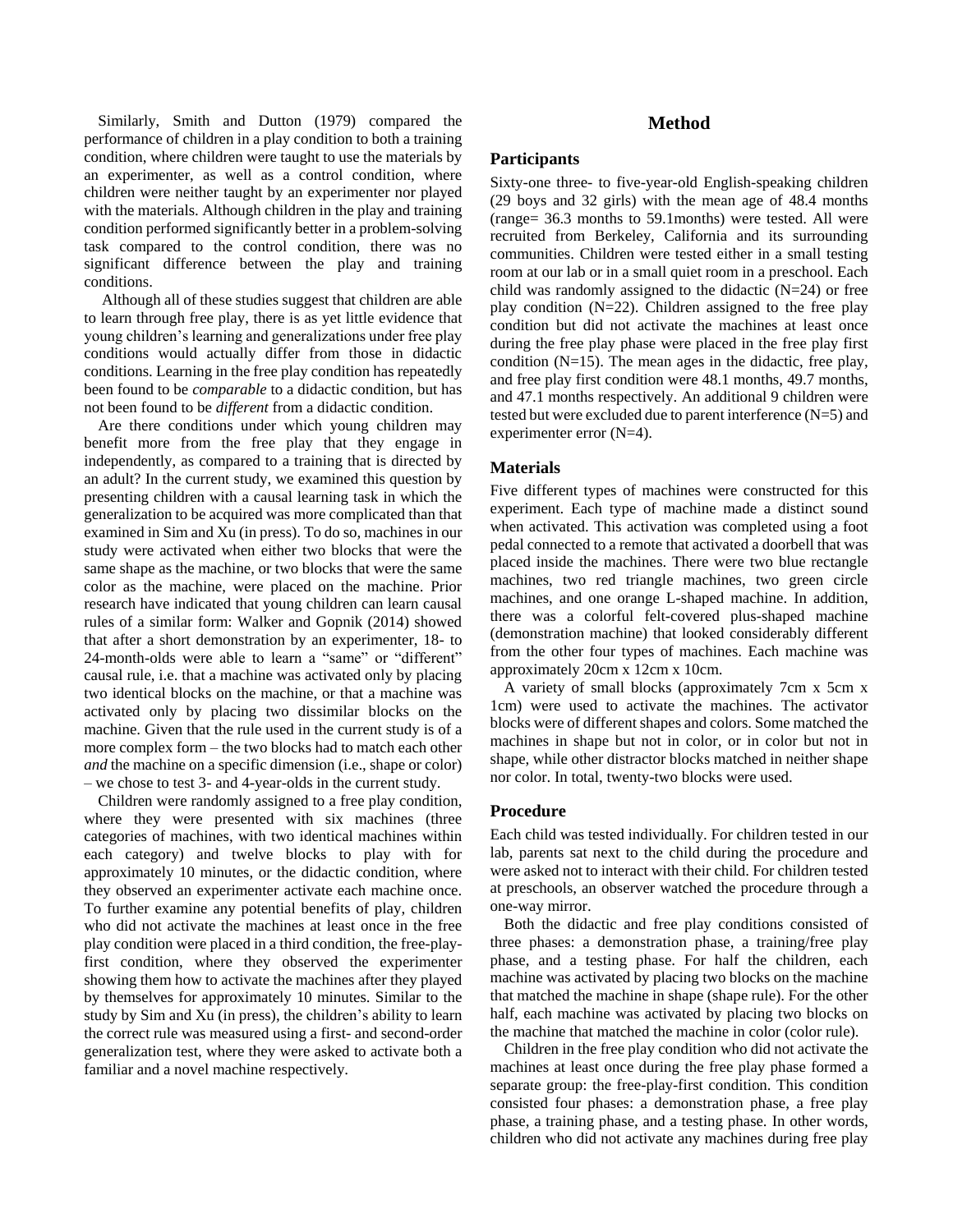Similarly, Smith and Dutton (1979) compared the performance of children in a play condition to both a training condition, where children were taught to use the materials by an experimenter, as well as a control condition, where children were neither taught by an experimenter nor played with the materials. Although children in the play and training condition performed significantly better in a problem-solving task compared to the control condition, there was no significant difference between the play and training conditions.

Although all of these studies suggest that children are able to learn through free play, there is as yet little evidence that young children's learning and generalizations under free play conditions would actually differ from those in didactic conditions. Learning in the free play condition has repeatedly been found to be *comparable* to a didactic condition, but has not been found to be *different* from a didactic condition.

Are there conditions under which young children may benefit more from the free play that they engage in independently, as compared to a training that is directed by an adult? In the current study, we examined this question by presenting children with a causal learning task in which the generalization to be acquired was more complicated than that examined in Sim and Xu (in press). To do so, machines in our study were activated when either two blocks that were the same shape as the machine, or two blocks that were the same color as the machine, were placed on the machine. Prior research have indicated that young children can learn causal rules of a similar form: Walker and Gopnik (2014) showed that after a short demonstration by an experimenter, 18- to 24-month-olds were able to learn a "same" or "different" causal rule, i.e. that a machine was activated only by placing two identical blocks on the machine, or that a machine was activated only by placing two dissimilar blocks on the machine. Given that the rule used in the current study is of a more complex form – the two blocks had to match each other *and* the machine on a specific dimension (i.e., shape or color) – we chose to test 3- and 4-year-olds in the current study.

Children were randomly assigned to a free play condition, where they were presented with six machines (three categories of machines, with two identical machines within each category) and twelve blocks to play with for approximately 10 minutes, or the didactic condition, where they observed an experimenter activate each machine once. To further examine any potential benefits of play, children who did not activate the machines at least once in the free play condition were placed in a third condition, the free-play-first condition, where they observed the experimenter showing them how to activate the machines after they played by themselves for approximately 10 minutes. Similar to the study by Sim and Xu (in press), the children's ability to learn the correct rule was measured using a first- and second-order generalization test, where they were asked to activate both a familiar and a novel machine respectively.

# Method

## Participants

Sixty-one three- to five-year-old English-speaking children (29 boys and 32 girls) with the mean age of 48.4 months (range= 36.3 months to 59.1months) were tested. All were recruited from Berkeley, California and its surrounding communities. Children were tested either in a small testing room at our lab or in a small quiet room in a preschool. Each child was randomly assigned to the didactic (N=24) or free play condition (N=22). Children assigned to the free play condition but did not activate the machines at least once during the free play phase were placed in the free play first condition (N=15). The mean ages in the didactic, free play, and free play first condition were 48.1 months, 49.7 months, and 47.1 months respectively. An additional 9 children were tested but were excluded due to parent interference (N=5) and experimenter error (N=4).

## Materials

Five different types of machines were constructed for this experiment. Each type of machine made a distinct sound when activated. This activation was completed using a foot pedal connected to a remote that activated a doorbell that was placed inside the machines. There were two blue rectangle machines, two red triangle machines, two green circle machines, and one orange L-shaped machine. In addition, there was a colorful felt-covered plus-shaped machine (demonstration machine) that looked considerably different from the other four types of machines. Each machine was approximately 20cm x 12cm x 10cm.

A variety of small blocks (approximately 7cm x 5cm x 1cm) were used to activate the machines. The activator blocks were of different shapes and colors. Some matched the machines in shape but not in color, or in color but not in shape, while other distractor blocks matched in neither shape nor color. In total, twenty-two blocks were used.

## Procedure

Each child was tested individually. For children tested in our lab, parents sat next to the child during the procedure and were asked not to interact with their child. For children tested at preschools, an observer watched the procedure through a one-way mirror.

Both the didactic and free play conditions consisted of three phases: a demonstration phase, a training/free play phase, and a testing phase. For half the children, each machine was activated by placing two blocks on the machine that matched the machine in shape (shape rule). For the other half, each machine was activated by placing two blocks on the machine that matched the machine in color (color rule).

Children in the free play condition who did not activate the machines at least once during the free play phase formed a separate group: the free-play-first condition. This condition consisted four phases: a demonstration phase, a free play phase, a training phase, and a testing phase. In other words, children who did not activate any machines during free play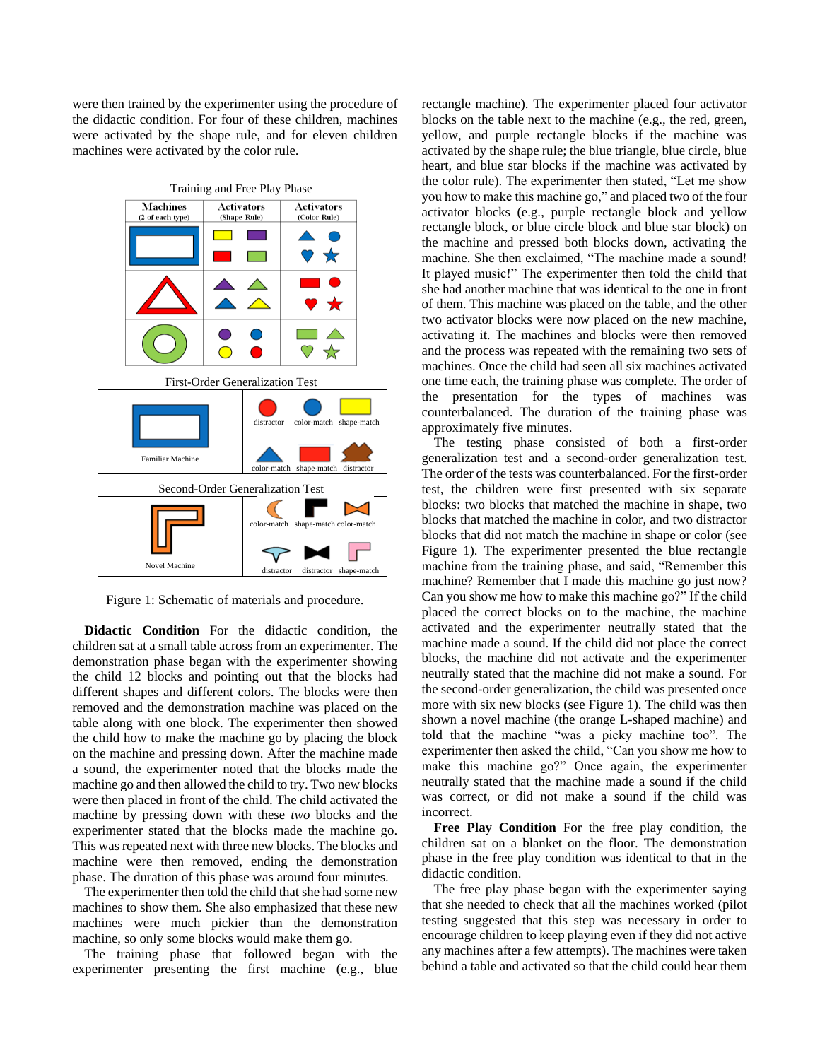were then trained by the experimenter using the procedure of the didactic condition. For four of these children, machines were activated by the shape rule, and for eleven children machines were activated by the color rule.

Training and Free Play Phase

| Machines (2 of each type) | Activators (Shape Rule) | Activators (Color Rule) |
|---|---|---|
| | | |
| | | |
| | | |

First-Order Generalization Test

Familiar Machine — distractor, color-match, shape-match, color-match, shape-match, distractor

Second-Order Generalization Test

Novel Machine — color-match, shape-match, color-match, distractor, distractor, shape-match

Figure 1: Schematic of materials and procedure.

**Didactic Condition** For the didactic condition, the children sat at a small table across from an experimenter. The demonstration phase began with the experimenter showing the child 12 blocks and pointing out that the blocks had different shapes and different colors. The blocks were then removed and the demonstration machine was placed on the table along with one block. The experimenter then showed the child how to make the machine go by placing the block on the machine and pressing down. After the machine made a sound, the experimenter noted that the blocks made the machine go and then allowed the child to try. Two new blocks were then placed in front of the child. The child activated the machine by pressing down with these *two* blocks and the experimenter stated that the blocks made the machine go. This was repeated next with three new blocks. The blocks and machine were then removed, ending the demonstration phase. The duration of this phase was around four minutes.

The experimenter then told the child that she had some new machines to show them. She also emphasized that these new machines were much pickier than the demonstration machine, so only some blocks would make them go.

The training phase that followed began with the experimenter presenting the first machine (e.g., blue rectangle machine). The experimenter placed four activator blocks on the table next to the machine (e.g., the red, green, yellow, and purple rectangle blocks if the machine was activated by the shape rule; the blue triangle, blue circle, blue heart, and blue star blocks if the machine was activated by the color rule). The experimenter then stated, "Let me show you how to make this machine go," and placed two of the four activator blocks (e.g., purple rectangle block and yellow rectangle block, or blue circle block and blue star block) on the machine and pressed both blocks down, activating the machine. She then exclaimed, "The machine made a sound! It played music!" The experimenter then told the child that she had another machine that was identical to the one in front of them. This machine was placed on the table, and the other two activator blocks were now placed on the new machine, activating it. The machines and blocks were then removed and the process was repeated with the remaining two sets of machines. Once the child had seen all six machines activated one time each, the training phase was complete. The order of the presentation for the types of machines was counterbalanced. The duration of the training phase was approximately five minutes.

The testing phase consisted of both a first-order generalization test and a second-order generalization test. The order of the tests was counterbalanced. For the first-order test, the children were first presented with six separate blocks: two blocks that matched the machine in shape, two blocks that matched the machine in color, and two distractor blocks that did not match the machine in shape or color (see Figure 1). The experimenter presented the blue rectangle machine from the training phase, and said, "Remember this machine? Remember that I made this machine go just now? Can you show me how to make this machine go?" If the child placed the correct blocks on to the machine, the machine activated and the experimenter neutrally stated that the machine made a sound. If the child did not place the correct blocks, the machine did not activate and the experimenter neutrally stated that the machine did not make a sound. For the second-order generalization, the child was presented once more with six new blocks (see Figure 1). The child was then shown a novel machine (the orange L-shaped machine) and told that the machine "was a picky machine too". The experimenter then asked the child, "Can you show me how to make this machine go?" Once again, the experimenter neutrally stated that the machine made a sound if the child was correct, or did not make a sound if the child was incorrect.

**Free Play Condition** For the free play condition, the children sat on a blanket on the floor. The demonstration phase in the free play condition was identical to that in the didactic condition.

The free play phase began with the experimenter saying that she needed to check that all the machines worked (pilot testing suggested that this step was necessary in order to encourage children to keep playing even if they did not active any machines after a few attempts). The machines were taken behind a table and activated so that the child could hear them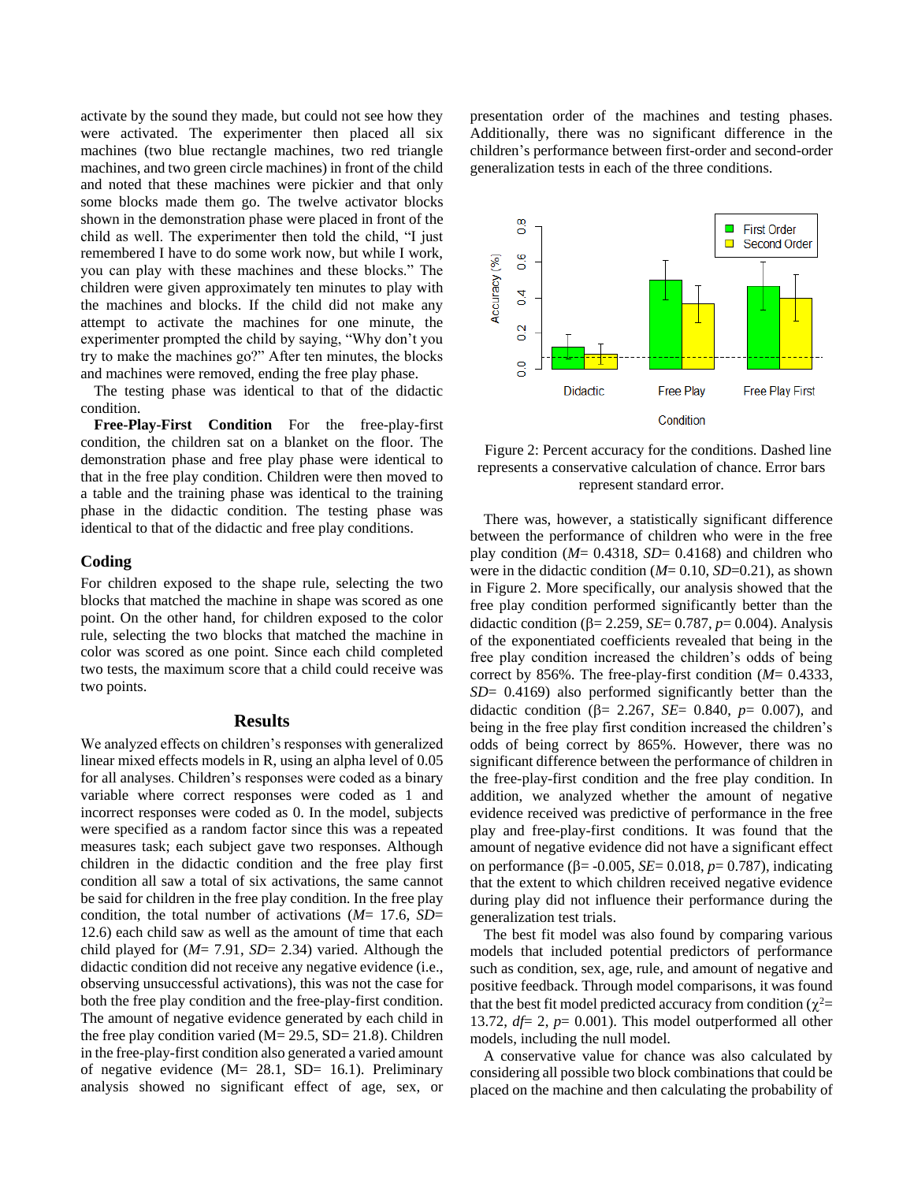activate by the sound they made, but could not see how they were activated. The experimenter then placed all six machines (two blue rectangle machines, two red triangle machines, and two green circle machines) in front of the child and noted that these machines were pickier and that only some blocks made them go. The twelve activator blocks shown in the demonstration phase were placed in front of the child as well. The experimenter then told the child, "I just remembered I have to do some work now, but while I work, you can play with these machines and these blocks." The children were given approximately ten minutes to play with the machines and blocks. If the child did not make any attempt to activate the machines for one minute, the experimenter prompted the child by saying, "Why don't you try to make the machines go?" After ten minutes, the blocks and machines were removed, ending the free play phase.

The testing phase was identical to that of the didactic condition.

**Free-Play-First Condition** For the free-play-first condition, the children sat on a blanket on the floor. The demonstration phase and free play phase were identical to that in the free play condition. Children were then moved to a table and the training phase was identical to the training phase in the didactic condition. The testing phase was identical to that of the didactic and free play conditions.

## Coding

For children exposed to the shape rule, selecting the two blocks that matched the machine in shape was scored as one point. On the other hand, for children exposed to the color rule, selecting the two blocks that matched the machine in color was scored as one point. Since each child completed two tests, the maximum score that a child could receive was two points.

## Results

We analyzed effects on children's responses with generalized linear mixed effects models in R, using an alpha level of 0.05 for all analyses. Children's responses were coded as a binary variable where correct responses were coded as 1 and incorrect responses were coded as 0. In the model, subjects were specified as a random factor since this was a repeated measures task; each subject gave two responses. Although children in the didactic condition and the free play first condition all saw a total of six activations, the same cannot be said for children in the free play condition. In the free play condition, the total number of activations (*M*= 17.6, *SD*= 12.6) each child saw as well as the amount of time that each child played for (*M*= 7.91, *SD*= 2.34) varied. Although the didactic condition did not receive any negative evidence (i.e., observing unsuccessful activations), this was not the case for both the free play condition and the free-play-first condition. The amount of negative evidence generated by each child in the free play condition varied (M= 29.5, SD= 21.8). Children in the free-play-first condition also generated a varied amount of negative evidence (M= 28.1, SD= 16.1). Preliminary analysis showed no significant effect of age, sex, or presentation order of the machines and testing phases. Additionally, there was no significant difference in the children's performance between first-order and second-order generalization tests in each of the three conditions.

Figure 2: Percent accuracy for the conditions. Dashed line represents a conservative calculation of chance. Error bars represent standard error.

There was, however, a statistically significant difference between the performance of children who were in the free play condition (*M*= 0.4318, *SD*= 0.4168) and children who were in the didactic condition (*M*= 0.10, *SD*=0.21), as shown in Figure 2. More specifically, our analysis showed that the free play condition performed significantly better than the didactic condition ($\beta$= 2.259, *SE*= 0.787, *p*= 0.004). Analysis of the exponentiated coefficients revealed that being in the free play condition increased the children's odds of being correct by 856%. The free-play-first condition (*M*= 0.4333, *SD*= 0.4169) also performed significantly better than the didactic condition ($\beta$= 2.267, *SE*= 0.840, *p*= 0.007), and being in the free play first condition increased the children's odds of being correct by 865%. However, there was no significant difference between the performance of children in the free-play-first condition and the free play condition. In addition, we analyzed whether the amount of negative evidence received was predictive of performance in the free play and free-play-first conditions. It was found that the amount of negative evidence did not have a significant effect on performance ($\beta$= -0.005, *SE*= 0.018, *p*= 0.787), indicating that the extent to which children received negative evidence during play did not influence their performance during the generalization test trials.

The best fit model was also found by comparing various models that included potential predictors of performance such as condition, sex, age, rule, and amount of negative and positive feedback. Through model comparisons, it was found that the best fit model predicted accuracy from condition ($\chi^2$= 13.72, *df*= 2, *p*= 0.001). This model outperformed all other models, including the null model.

A conservative value for chance was also calculated by considering all possible two block combinations that could be placed on the machine and then calculating the probability of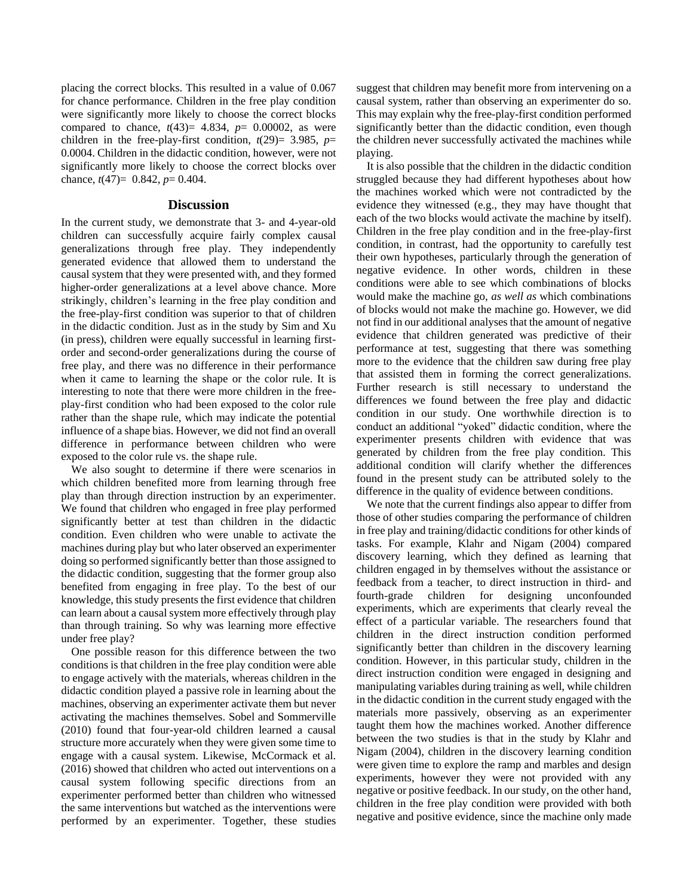placing the correct blocks. This resulted in a value of 0.067 for chance performance. Children in the free play condition were significantly more likely to choose the correct blocks compared to chance, $t(43)= 4.834$, $p= 0.00002$, as were children in the free-play-first condition, $t(29)= 3.985$, $p= 0.0004$. Children in the didactic condition, however, were not significantly more likely to choose the correct blocks over chance, $t(47)= 0.842$, $p= 0.404$.

## Discussion

In the current study, we demonstrate that 3- and 4-year-old children can successfully acquire fairly complex causal generalizations through free play. They independently generated evidence that allowed them to understand the causal system that they were presented with, and they formed higher-order generalizations at a level above chance. More strikingly, children's learning in the free play condition and the free-play-first condition was superior to that of children in the didactic condition. Just as in the study by Sim and Xu (in press), children were equally successful in learning first-order and second-order generalizations during the course of free play, and there was no difference in their performance when it came to learning the shape or the color rule. It is interesting to note that there were more children in the free-play-first condition who had been exposed to the color rule rather than the shape rule, which may indicate the potential influence of a shape bias. However, we did not find an overall difference in performance between children who were exposed to the color rule vs. the shape rule.

We also sought to determine if there were scenarios in which children benefited more from learning through free play than through direction instruction by an experimenter. We found that children who engaged in free play performed significantly better at test than children in the didactic condition. Even children who were unable to activate the machines during play but who later observed an experimenter doing so performed significantly better than those assigned to the didactic condition, suggesting that the former group also benefited from engaging in free play. To the best of our knowledge, this study presents the first evidence that children can learn about a causal system more effectively through play than through training. So why was learning more effective under free play?

One possible reason for this difference between the two conditions is that children in the free play condition were able to engage actively with the materials, whereas children in the didactic condition played a passive role in learning about the machines, observing an experimenter activate them but never activating the machines themselves. Sobel and Sommerville (2010) found that four-year-old children learned a causal structure more accurately when they were given some time to engage with a causal system. Likewise, McCormack et al. (2016) showed that children who acted out interventions on a causal system following specific directions from an experimenter performed better than children who witnessed the same interventions but watched as the interventions were performed by an experimenter. Together, these studies suggest that children may benefit more from intervening on a causal system, rather than observing an experimenter do so. This may explain why the free-play-first condition performed significantly better than the didactic condition, even though the children never successfully activated the machines while playing.

It is also possible that the children in the didactic condition struggled because they had different hypotheses about how the machines worked which were not contradicted by the evidence they witnessed (e.g., they may have thought that each of the two blocks would activate the machine by itself). Children in the free play condition and in the free-play-first condition, in contrast, had the opportunity to carefully test their own hypotheses, particularly through the generation of negative evidence. In other words, children in these conditions were able to see which combinations of blocks would make the machine go, *as well as* which combinations of blocks would not make the machine go. However, we did not find in our additional analyses that the amount of negative evidence that children generated was predictive of their performance at test, suggesting that there was something more to the evidence that the children saw during free play that assisted them in forming the correct generalizations. Further research is still necessary to understand the differences we found between the free play and didactic condition in our study. One worthwhile direction is to conduct an additional "yoked" didactic condition, where the experimenter presents children with evidence that was generated by children from the free play condition. This additional condition will clarify whether the differences found in the present study can be attributed solely to the difference in the quality of evidence between conditions.

We note that the current findings also appear to differ from those of other studies comparing the performance of children in free play and training/didactic conditions for other kinds of tasks. For example, Klahr and Nigam (2004) compared discovery learning, which they defined as learning that children engaged in by themselves without the assistance or feedback from a teacher, to direct instruction in third- and fourth-grade children for designing unconfounded experiments, which are experiments that clearly reveal the effect of a particular variable. The researchers found that children in the direct instruction condition performed significantly better than children in the discovery learning condition. However, in this particular study, children in the direct instruction condition were engaged in designing and manipulating variables during training as well, while children in the didactic condition in the current study engaged with the materials more passively, observing as an experimenter taught them how the machines worked. Another difference between the two studies is that in the study by Klahr and Nigam (2004), children in the discovery learning condition were given time to explore the ramp and marbles and design experiments, however they were not provided with any negative or positive feedback. In our study, on the other hand, children in the free play condition were provided with both negative and positive evidence, since the machine only made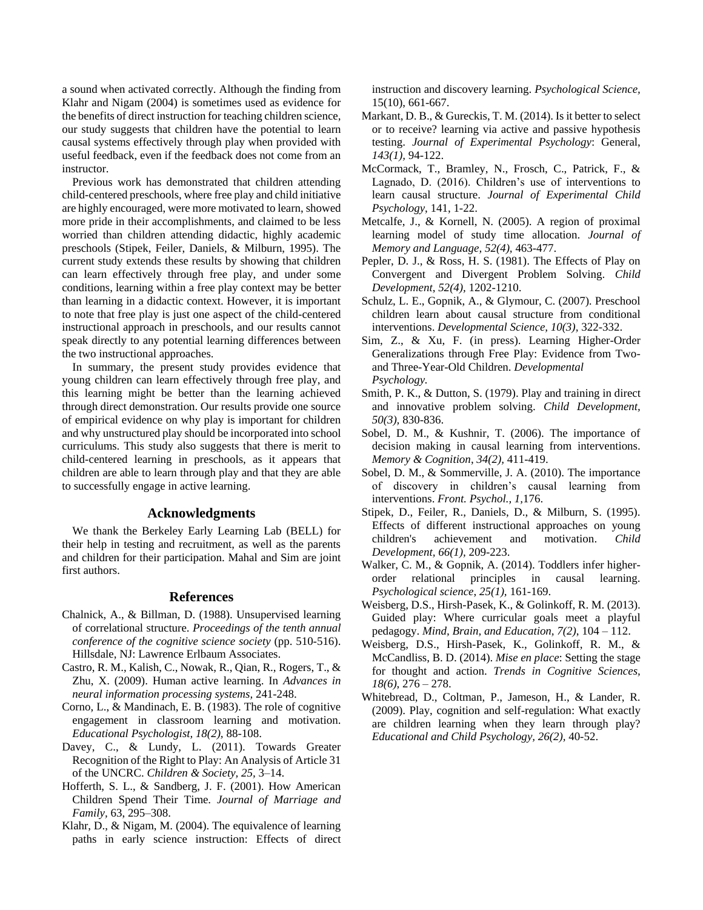a sound when activated correctly. Although the finding from Klahr and Nigam (2004) is sometimes used as evidence for the benefits of direct instruction for teaching children science, our study suggests that children have the potential to learn causal systems effectively through play when provided with useful feedback, even if the feedback does not come from an instructor.

Previous work has demonstrated that children attending child-centered preschools, where free play and child initiative are highly encouraged, were more motivated to learn, showed more pride in their accomplishments, and claimed to be less worried than children attending didactic, highly academic preschools (Stipek, Feiler, Daniels, & Milburn, 1995). The current study extends these results by showing that children can learn effectively through free play, and under some conditions, learning within a free play context may be better than learning in a didactic context. However, it is important to note that free play is just one aspect of the child-centered instructional approach in preschools, and our results cannot speak directly to any potential learning differences between the two instructional approaches.

In summary, the present study provides evidence that young children can learn effectively through free play, and this learning might be better than the learning achieved through direct demonstration. Our results provide one source of empirical evidence on why play is important for children and why unstructured play should be incorporated into school curriculums. This study also suggests that there is merit to child-centered learning in preschools, as it appears that children are able to learn through play and that they are able to successfully engage in active learning.

## Acknowledgments

We thank the Berkeley Early Learning Lab (BELL) for their help in testing and recruitment, as well as the parents and children for their participation. Mahal and Sim are joint first authors.

## References

Chalnick, A., & Billman, D. (1988). Unsupervised learning of correlational structure. *Proceedings of the tenth annual conference of the cognitive science society* (pp. 510-516). Hillsdale, NJ: Lawrence Erlbaum Associates.

Castro, R. M., Kalish, C., Nowak, R., Qian, R., Rogers, T., & Zhu, X. (2009). Human active learning. In *Advances in neural information processing systems,* 241-248.

Corno, L., & Mandinach, E. B. (1983). The role of cognitive engagement in classroom learning and motivation. *Educational Psychologist, 18(2),* 88-108.

Davey, C., & Lundy, L. (2011). Towards Greater Recognition of the Right to Play: An Analysis of Article 31 of the UNCRC. *Children & Society, 25,* 3–14.

Hofferth, S. L., & Sandberg, J. F. (2001). How American Children Spend Their Time. *Journal of Marriage and Family,* 63, 295–308.

Klahr, D., & Nigam, M. (2004). The equivalence of learning paths in early science instruction: Effects of direct instruction and discovery learning. *Psychological Science,* 15(10), 661-667.

Markant, D. B., & Gureckis, T. M. (2014). Is it better to select or to receive? learning via active and passive hypothesis testing. *Journal of Experimental Psychology*: General, *143(1),* 94-122.

McCormack, T., Bramley, N., Frosch, C., Patrick, F., & Lagnado, D. (2016). Children's use of interventions to learn causal structure. *Journal of Experimental Child Psychology*, 141, 1-22.

Metcalfe, J., & Kornell, N. (2005). A region of proximal learning model of study time allocation. *Journal of Memory and Language, 52(4),* 463-477.

Pepler, D. J., & Ross, H. S. (1981). The Effects of Play on Convergent and Divergent Problem Solving. *Child Development*, *52(4),* 1202-1210.

Schulz, L. E., Gopnik, A., & Glymour, C. (2007). Preschool children learn about causal structure from conditional interventions. *Developmental Science, 10(3),* 322-332.

Sim, Z., & Xu, F. (in press). Learning Higher-Order Generalizations through Free Play: Evidence from Two- and Three-Year-Old Children. *Developmental Psychology.*

Smith, P. K., & Dutton, S. (1979). Play and training in direct and innovative problem solving. *Child Development, 50(3),* 830-836.

Sobel, D. M., & Kushnir, T. (2006). The importance of decision making in causal learning from interventions. *Memory & Cognition*, *34(2),* 411-419.

Sobel, D. M., & Sommerville, J. A. (2010). The importance of discovery in children's causal learning from interventions. *Front. Psychol., 1,*176.

Stipek, D., Feiler, R., Daniels, D., & Milburn, S. (1995). Effects of different instructional approaches on young children's achievement and motivation. *Child Development, 66(1),* 209-223.

Walker, C. M., & Gopnik, A. (2014). Toddlers infer higher-order relational principles in causal learning. *Psychological science, 25(1),* 161-169.

Weisberg, D.S., Hirsh-Pasek, K., & Golinkoff, R. M. (2013). Guided play: Where curricular goals meet a playful pedagogy. *Mind, Brain, and Education, 7(2),* 104 – 112.

Weisberg, D.S., Hirsh-Pasek, K., Golinkoff, R. M., & McCandliss, B. D. (2014). *Mise en place*: Setting the stage for thought and action. *Trends in Cognitive Sciences, 18(6),* 276 – 278.

Whitebread, D., Coltman, P., Jameson, H., & Lander, R. (2009). Play, cognition and self-regulation: What exactly are children learning when they learn through play? *Educational and Child Psychology, 26(2),* 40-52.